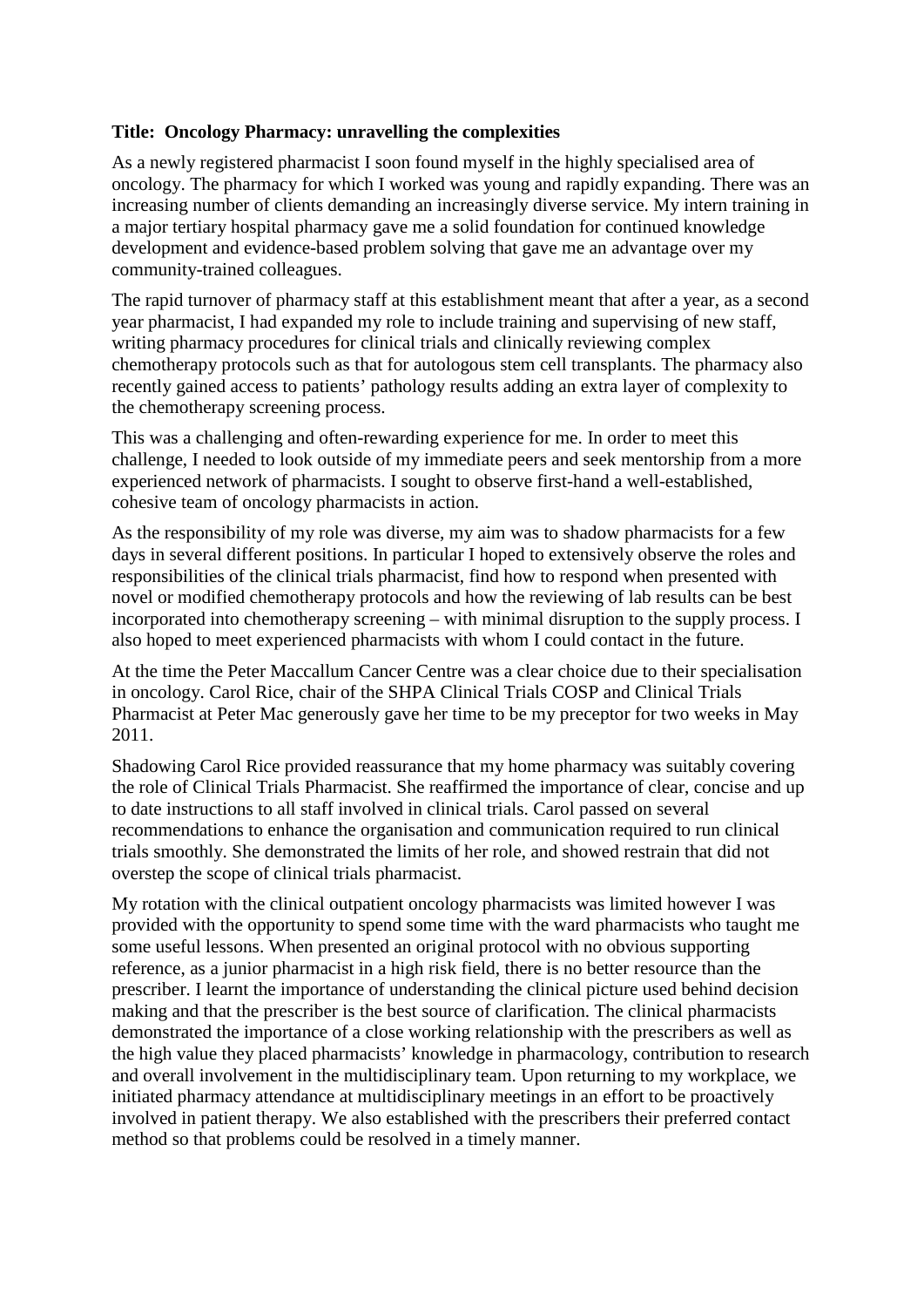**Title: Oncology Pharmacy: unravelling the complexities**

As a newly registered pharmacist I soon found myself in the highly specialised area of oncology. The pharmacy for which I worked was young and rapidly expanding. There was an increasing number of clients demanding an increasingly diverse service. My intern training in a major tertiary hospital pharmacy gave me a solid foundation for continued knowledge development and evidence-based problem solving that gave me an advantage over my community-trained colleagues.

The rapid turnover of pharmacy staff at this establishment meant that after a year, as a second year pharmacist, I had expanded my role to include training and supervising of new staff, writing pharmacy procedures for clinical trials and clinically reviewing complex chemotherapy protocols such as that for autologous stem cell transplants. The pharmacy also recently gained access to patients' pathology results adding an extra layer of complexity to the chemotherapy screening process.

This was a challenging and often-rewarding experience for me. In order to meet this challenge, I needed to look outside of my immediate peers and seek mentorship from a more experienced network of pharmacists. I sought to observe first-hand a well-established, cohesive team of oncology pharmacists in action.

As the responsibility of my role was diverse, my aim was to shadow pharmacists for a few days in several different positions. In particular I hoped to extensively observe the roles and responsibilities of the clinical trials pharmacist, find how to respond when presented with novel or modified chemotherapy protocols and how the reviewing of lab results can be best incorporated into chemotherapy screening – with minimal disruption to the supply process. I also hoped to meet experienced pharmacists with whom I could contact in the future.

At the time the Peter Maccallum Cancer Centre was a clear choice due to their specialisation in oncology. Carol Rice, chair of the SHPA Clinical Trials COSP and Clinical Trials Pharmacist at Peter Mac generously gave her time to be my preceptor for two weeks in May 2011.

Shadowing Carol Rice provided reassurance that my home pharmacy was suitably covering the role of Clinical Trials Pharmacist. She reaffirmed the importance of clear, concise and up to date instructions to all staff involved in clinical trials. Carol passed on several recommendations to enhance the organisation and communication required to run clinical trials smoothly. She demonstrated the limits of her role, and showed restrain that did not overstep the scope of clinical trials pharmacist.

My rotation with the clinical outpatient oncology pharmacists was limited however I was provided with the opportunity to spend some time with the ward pharmacists who taught me some useful lessons. When presented an original protocol with no obvious supporting reference, as a junior pharmacist in a high risk field, there is no better resource than the prescriber. I learnt the importance of understanding the clinical picture used behind decision making and that the prescriber is the best source of clarification. The clinical pharmacists demonstrated the importance of a close working relationship with the prescribers as well as the high value they placed pharmacists' knowledge in pharmacology, contribution to research and overall involvement in the multidisciplinary team. Upon returning to my workplace, we initiated pharmacy attendance at multidisciplinary meetings in an effort to be proactively involved in patient therapy. We also established with the prescribers their preferred contact method so that problems could be resolved in a timely manner.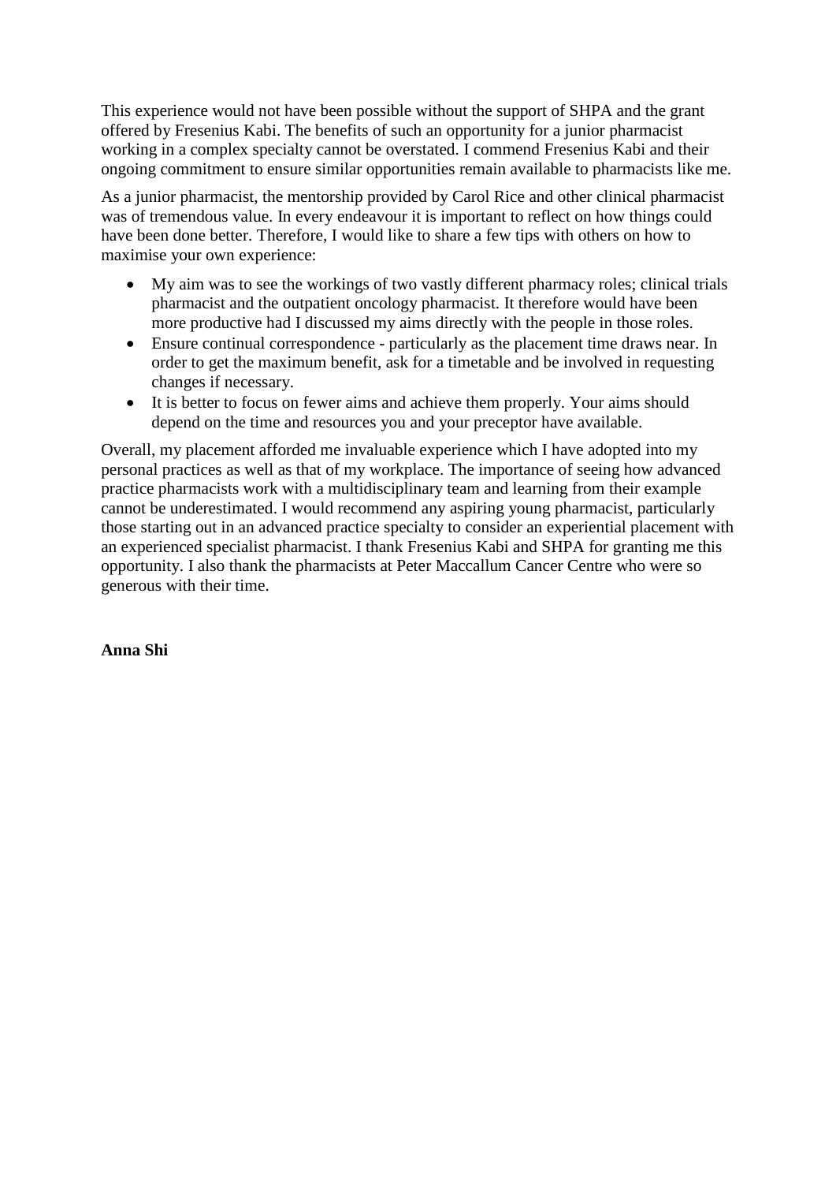This experience would not have been possible without the support of SHPA and the grant offered by Fresenius Kabi. The benefits of such an opportunity for a junior pharmacist working in a complex specialty cannot be overstated. I commend Fresenius Kabi and their ongoing commitment to ensure similar opportunities remain available to pharmacists like me.

As a junior pharmacist, the mentorship provided by Carol Rice and other clinical pharmacist was of tremendous value. In every endeavour it is important to reflect on how things could have been done better. Therefore, I would like to share a few tips with others on how to maximise your own experience:

- My aim was to see the workings of two vastly different pharmacy roles; clinical trials pharmacist and the outpatient oncology pharmacist. It therefore would have been more productive had I discussed my aims directly with the people in those roles.
- Ensure continual correspondence - particularly as the placement time draws near. In order to get the maximum benefit, ask for a timetable and be involved in requesting changes if necessary.
- It is better to focus on fewer aims and achieve them properly. Your aims should depend on the time and resources you and your preceptor have available.

Overall, my placement afforded me invaluable experience which I have adopted into my personal practices as well as that of my workplace. The importance of seeing how advanced practice pharmacists work with a multidisciplinary team and learning from their example cannot be underestimated. I would recommend any aspiring young pharmacist, particularly those starting out in an advanced practice specialty to consider an experiential placement with an experienced specialist pharmacist. I thank Fresenius Kabi and SHPA for granting me this opportunity. I also thank the pharmacists at Peter Maccallum Cancer Centre who were so generous with their time.

**Anna Shi**